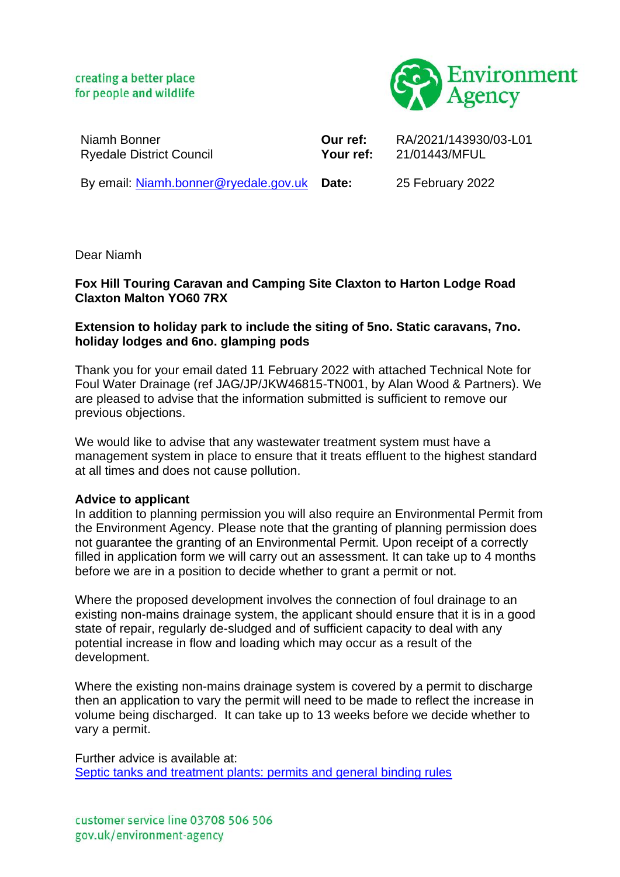creating a better place
for people and wildlife

Environment Agency

Niamh Bonner
Ryedale District Council

By email: Niamh.bonner@ryedale.gov.uk

**Our ref:** RA/2021/143930/03-L01
**Your ref:** 21/01443/MFUL
**Date:** 25 February 2022

Dear Niamh

**Fox Hill Touring Caravan and Camping Site Claxton to Harton Lodge Road Claxton Malton YO60 7RX**

**Extension to holiday park to include the siting of 5no. Static caravans, 7no. holiday lodges and 6no. glamping pods**

Thank you for your email dated 11 February 2022 with attached Technical Note for Foul Water Drainage (ref JAG/JP/JKW46815-TN001, by Alan Wood & Partners). We are pleased to advise that the information submitted is sufficient to remove our previous objections.

We would like to advise that any wastewater treatment system must have a management system in place to ensure that it treats effluent to the highest standard at all times and does not cause pollution.

**Advice to applicant**
In addition to planning permission you will also require an Environmental Permit from the Environment Agency. Please note that the granting of planning permission does not guarantee the granting of an Environmental Permit. Upon receipt of a correctly filled in application form we will carry out an assessment. It can take up to 4 months before we are in a position to decide whether to grant a permit or not.

Where the proposed development involves the connection of foul drainage to an existing non-mains drainage system, the applicant should ensure that it is in a good state of repair, regularly de-sludged and of sufficient capacity to deal with any potential increase in flow and loading which may occur as a result of the development.

Where the existing non-mains drainage system is covered by a permit to discharge then an application to vary the permit will need to be made to reflect the increase in volume being discharged. It can take up to 13 weeks before we decide whether to vary a permit.

Further advice is available at:
[Septic tanks and treatment plants: permits and general binding rules]

customer service line 03708 506 506
gov.uk/environment-agency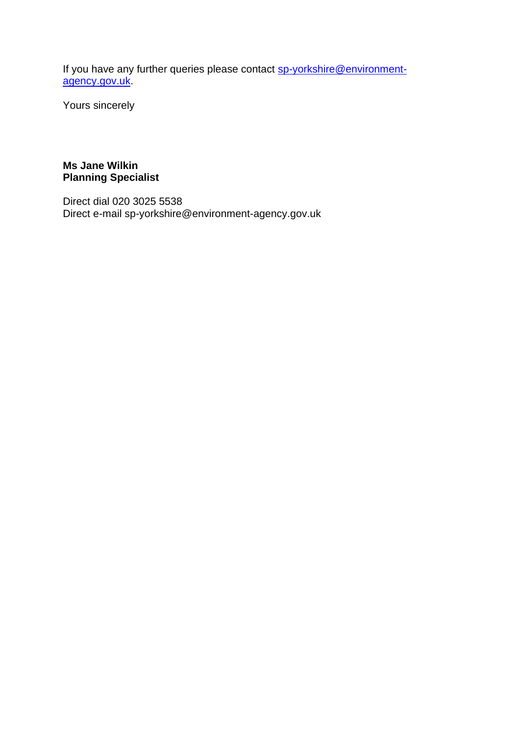If you have any further queries please contact sp-yorkshire@environment-agency.gov.uk.

Yours sincerely

**Ms Jane Wilkin**
**Planning Specialist**

Direct dial 020 3025 5538
Direct e-mail sp-yorkshire@environment-agency.gov.uk